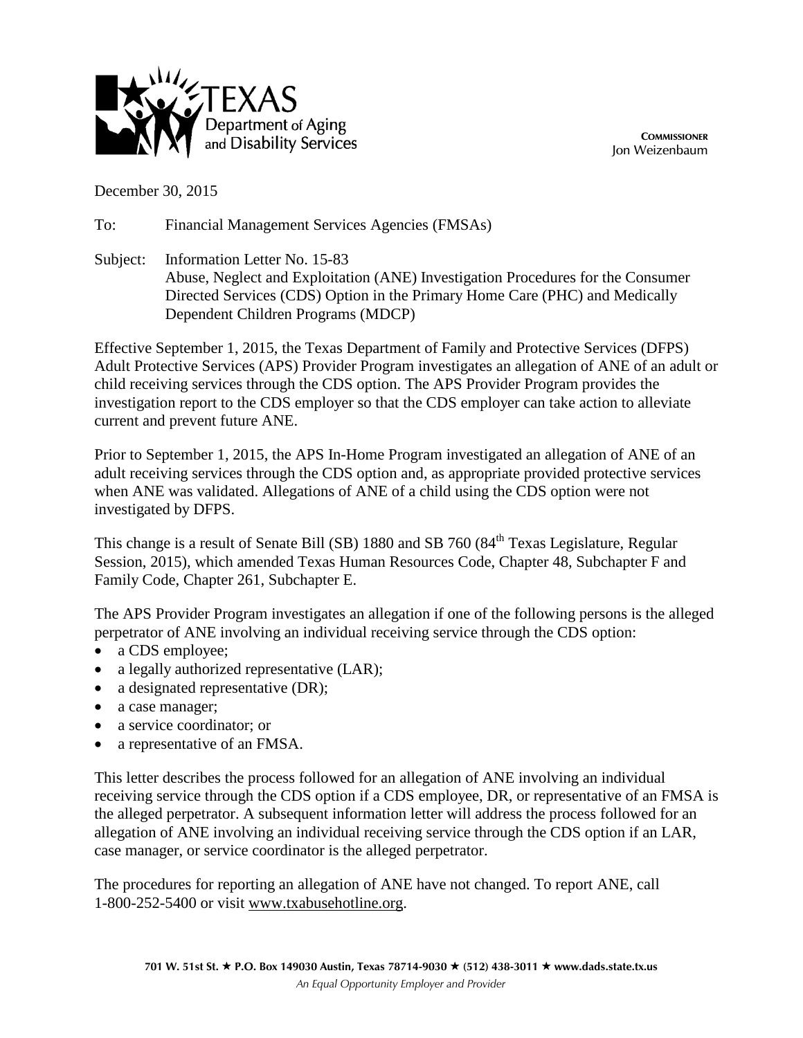TEXAS
Department of Aging and Disability Services

**COMMISSIONER**
Jon Weizenbaum

December 30, 2015

To: Financial Management Services Agencies (FMSAs)

Subject: Information Letter No. 15-83
Abuse, Neglect and Exploitation (ANE) Investigation Procedures for the Consumer Directed Services (CDS) Option in the Primary Home Care (PHC) and Medically Dependent Children Programs (MDCP)

Effective September 1, 2015, the Texas Department of Family and Protective Services (DFPS) Adult Protective Services (APS) Provider Program investigates an allegation of ANE of an adult or child receiving services through the CDS option. The APS Provider Program provides the investigation report to the CDS employer so that the CDS employer can take action to alleviate current and prevent future ANE.

Prior to September 1, 2015, the APS In-Home Program investigated an allegation of ANE of an adult receiving services through the CDS option and, as appropriate provided protective services when ANE was validated. Allegations of ANE of a child using the CDS option were not investigated by DFPS.

This change is a result of Senate Bill (SB) 1880 and SB 760 (84th Texas Legislature, Regular Session, 2015), which amended Texas Human Resources Code, Chapter 48, Subchapter F and Family Code, Chapter 261, Subchapter E.

The APS Provider Program investigates an allegation if one of the following persons is the alleged perpetrator of ANE involving an individual receiving service through the CDS option:

- a CDS employee;
- a legally authorized representative (LAR);
- a designated representative (DR);
- a case manager;
- a service coordinator; or
- a representative of an FMSA.

This letter describes the process followed for an allegation of ANE involving an individual receiving service through the CDS option if a CDS employee, DR, or representative of an FMSA is the alleged perpetrator. A subsequent information letter will address the process followed for an allegation of ANE involving an individual receiving service through the CDS option if an LAR, case manager, or service coordinator is the alleged perpetrator.

The procedures for reporting an allegation of ANE have not changed. To report ANE, call 1-800-252-5400 or visit www.txabusehotline.org.

701 W. 51st St. ★ P.O. Box 149030 Austin, Texas 78714-9030 ★ (512) 438-3011 ★ www.dads.state.tx.us

*An Equal Opportunity Employer and Provider*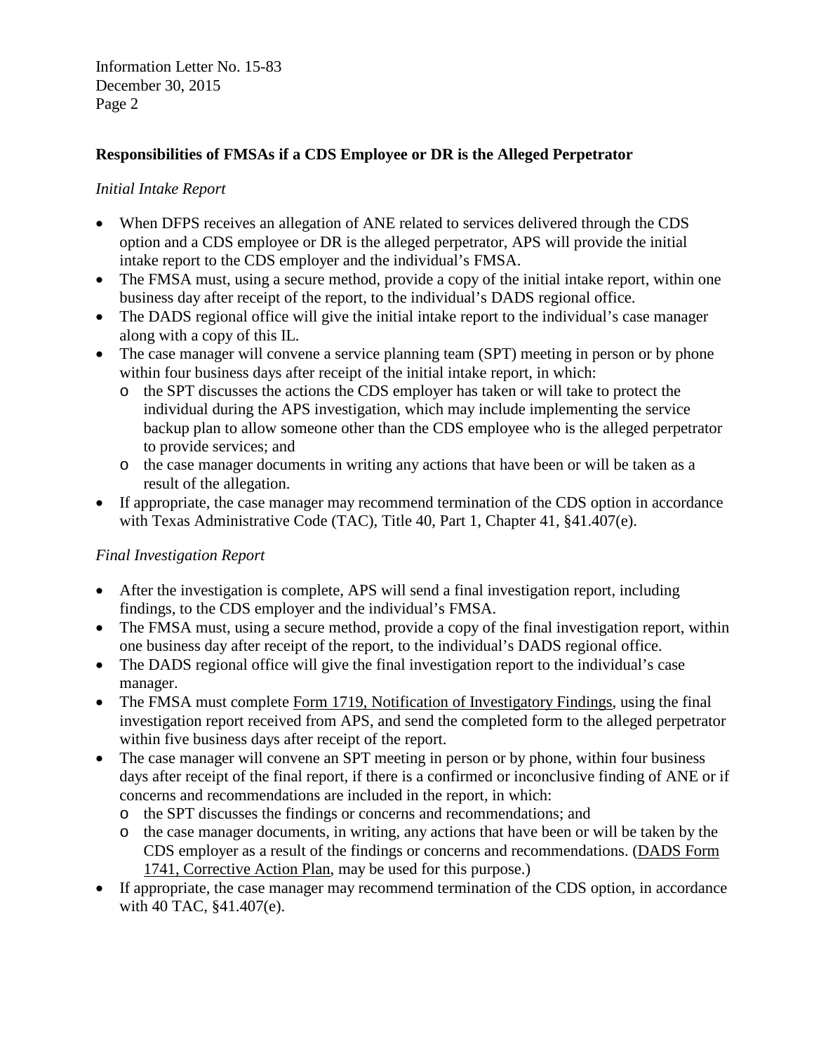**Responsibilities of FMSAs if a CDS Employee or DR is the Alleged Perpetrator**

*Initial Intake Report*

- When DFPS receives an allegation of ANE related to services delivered through the CDS option and a CDS employee or DR is the alleged perpetrator, APS will provide the initial intake report to the CDS employer and the individual's FMSA.
- The FMSA must, using a secure method, provide a copy of the initial intake report, within one business day after receipt of the report, to the individual's DADS regional office.
- The DADS regional office will give the initial intake report to the individual's case manager along with a copy of this IL.
- The case manager will convene a service planning team (SPT) meeting in person or by phone within four business days after receipt of the initial intake report, in which:
  - the SPT discusses the actions the CDS employer has taken or will take to protect the individual during the APS investigation, which may include implementing the service backup plan to allow someone other than the CDS employee who is the alleged perpetrator to provide services; and
  - the case manager documents in writing any actions that have been or will be taken as a result of the allegation.
- If appropriate, the case manager may recommend termination of the CDS option in accordance with Texas Administrative Code (TAC), Title 40, Part 1, Chapter 41, §41.407(e).

*Final Investigation Report*

- After the investigation is complete, APS will send a final investigation report, including findings, to the CDS employer and the individual's FMSA.
- The FMSA must, using a secure method, provide a copy of the final investigation report, within one business day after receipt of the report, to the individual's DADS regional office.
- The DADS regional office will give the final investigation report to the individual's case manager.
- The FMSA must complete Form 1719, Notification of Investigatory Findings, using the final investigation report received from APS, and send the completed form to the alleged perpetrator within five business days after receipt of the report.
- The case manager will convene an SPT meeting in person or by phone, within four business days after receipt of the final report, if there is a confirmed or inconclusive finding of ANE or if concerns and recommendations are included in the report, in which:
  - the SPT discusses the findings or concerns and recommendations; and
  - the case manager documents, in writing, any actions that have been or will be taken by the CDS employer as a result of the findings or concerns and recommendations. (DADS Form 1741, Corrective Action Plan, may be used for this purpose.)
- If appropriate, the case manager may recommend termination of the CDS option, in accordance with 40 TAC, §41.407(e).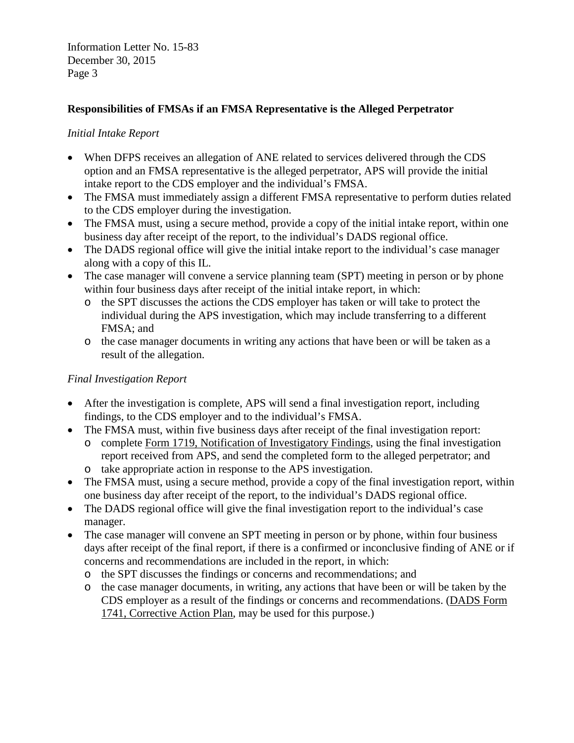**Responsibilities of FMSAs if an FMSA Representative is the Alleged Perpetrator**

*Initial Intake Report*

- When DFPS receives an allegation of ANE related to services delivered through the CDS option and an FMSA representative is the alleged perpetrator, APS will provide the initial intake report to the CDS employer and the individual's FMSA.
- The FMSA must immediately assign a different FMSA representative to perform duties related to the CDS employer during the investigation.
- The FMSA must, using a secure method, provide a copy of the initial intake report, within one business day after receipt of the report, to the individual's DADS regional office.
- The DADS regional office will give the initial intake report to the individual's case manager along with a copy of this IL.
- The case manager will convene a service planning team (SPT) meeting in person or by phone within four business days after receipt of the initial intake report, in which:
  - the SPT discusses the actions the CDS employer has taken or will take to protect the individual during the APS investigation, which may include transferring to a different FMSA; and
  - the case manager documents in writing any actions that have been or will be taken as a result of the allegation.

*Final Investigation Report*

- After the investigation is complete, APS will send a final investigation report, including findings, to the CDS employer and to the individual's FMSA.
- The FMSA must, within five business days after receipt of the final investigation report:
  - complete Form 1719, Notification of Investigatory Findings, using the final investigation report received from APS, and send the completed form to the alleged perpetrator; and
  - take appropriate action in response to the APS investigation.
- The FMSA must, using a secure method, provide a copy of the final investigation report, within one business day after receipt of the report, to the individual's DADS regional office.
- The DADS regional office will give the final investigation report to the individual's case manager.
- The case manager will convene an SPT meeting in person or by phone, within four business days after receipt of the final report, if there is a confirmed or inconclusive finding of ANE or if concerns and recommendations are included in the report, in which:
  - the SPT discusses the findings or concerns and recommendations; and
  - the case manager documents, in writing, any actions that have been or will be taken by the CDS employer as a result of the findings or concerns and recommendations. (DADS Form 1741, Corrective Action Plan, may be used for this purpose.)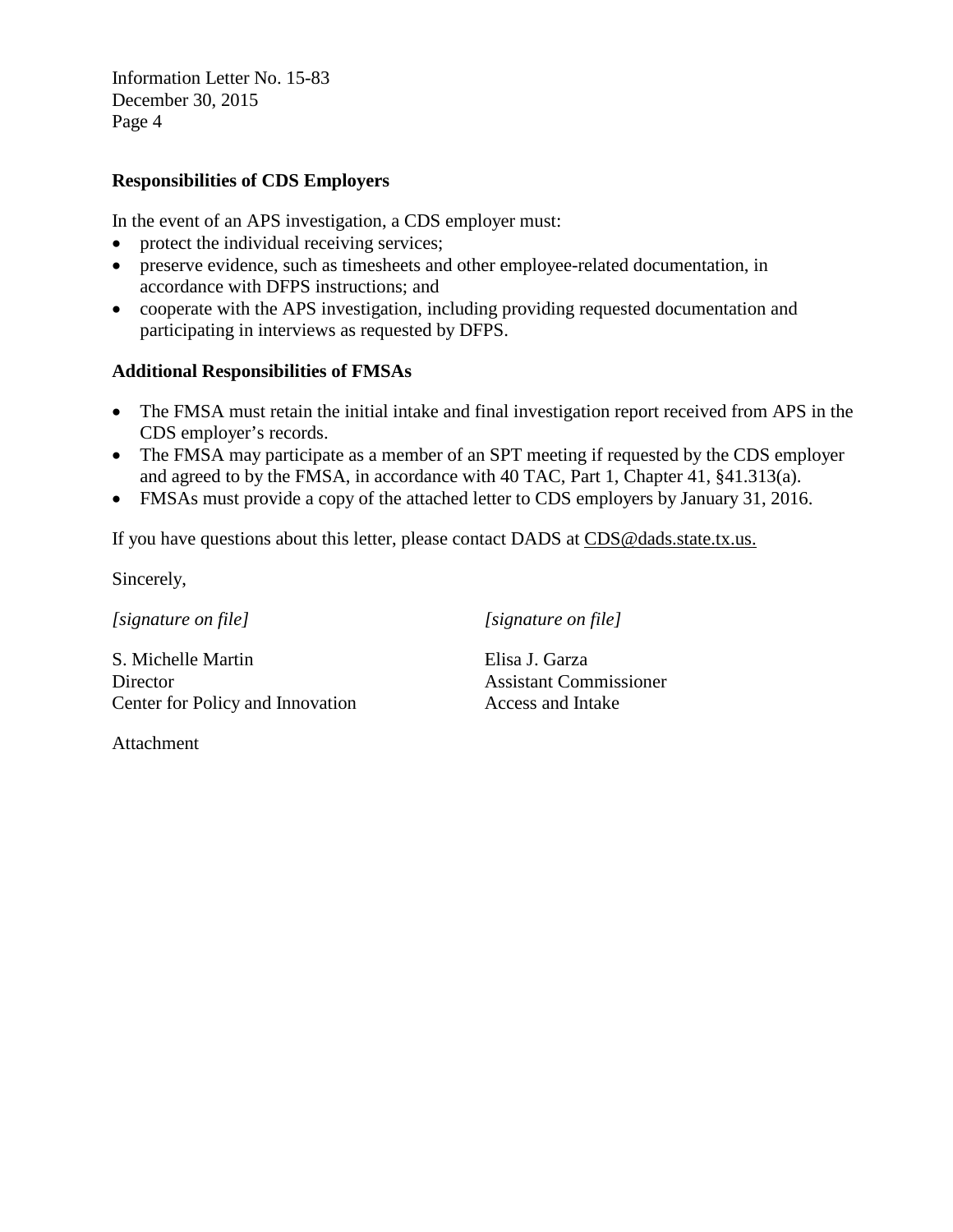**Responsibilities of CDS Employers**

In the event of an APS investigation, a CDS employer must:

- protect the individual receiving services;
- preserve evidence, such as timesheets and other employee-related documentation, in accordance with DFPS instructions; and
- cooperate with the APS investigation, including providing requested documentation and participating in interviews as requested by DFPS.

**Additional Responsibilities of FMSAs**

- The FMSA must retain the initial intake and final investigation report received from APS in the CDS employer's records.
- The FMSA may participate as a member of an SPT meeting if requested by the CDS employer and agreed to by the FMSA, in accordance with 40 TAC, Part 1, Chapter 41, §41.313(a).
- FMSAs must provide a copy of the attached letter to CDS employers by January 31, 2016.

If you have questions about this letter, please contact DADS at CDS@dads.state.tx.us.

Sincerely,

*[signature on file]*

S. Michelle Martin
Director
Center for Policy and Innovation

*[signature on file]*

Elisa J. Garza
Assistant Commissioner
Access and Intake

Attachment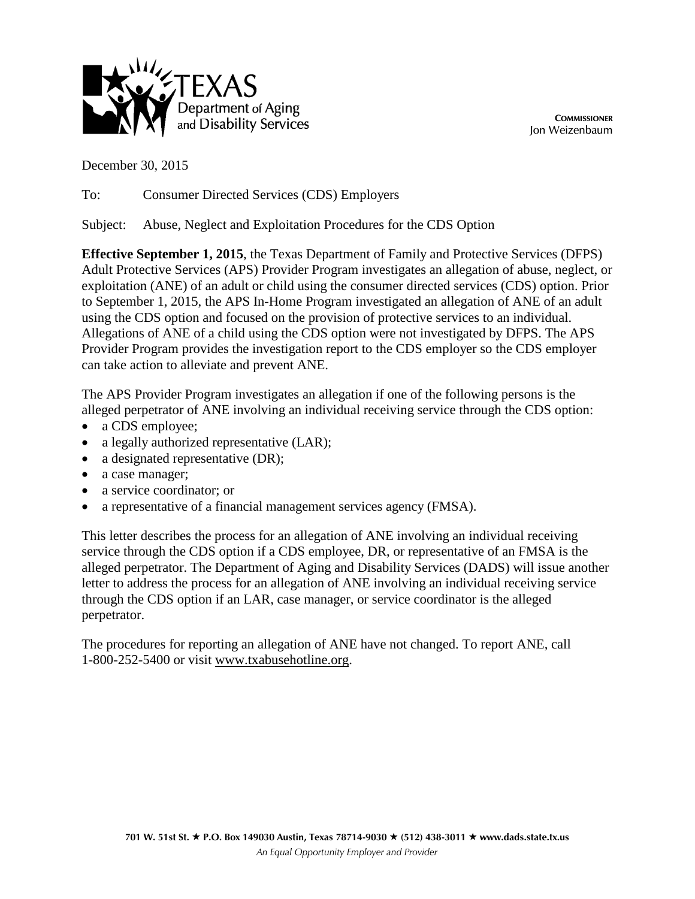TEXAS
Department of Aging and Disability Services

**COMMISSIONER**
Jon Weizenbaum

December 30, 2015

To: Consumer Directed Services (CDS) Employers

Subject: Abuse, Neglect and Exploitation Procedures for the CDS Option

**Effective September 1, 2015**, the Texas Department of Family and Protective Services (DFPS) Adult Protective Services (APS) Provider Program investigates an allegation of abuse, neglect, or exploitation (ANE) of an adult or child using the consumer directed services (CDS) option. Prior to September 1, 2015, the APS In-Home Program investigated an allegation of ANE of an adult using the CDS option and focused on the provision of protective services to an individual. Allegations of ANE of a child using the CDS option were not investigated by DFPS. The APS Provider Program provides the investigation report to the CDS employer so the CDS employer can take action to alleviate and prevent ANE.

The APS Provider Program investigates an allegation if one of the following persons is the alleged perpetrator of ANE involving an individual receiving service through the CDS option:

- a CDS employee;
- a legally authorized representative (LAR);
- a designated representative (DR);
- a case manager;
- a service coordinator; or
- a representative of a financial management services agency (FMSA).

This letter describes the process for an allegation of ANE involving an individual receiving service through the CDS option if a CDS employee, DR, or representative of an FMSA is the alleged perpetrator. The Department of Aging and Disability Services (DADS) will issue another letter to address the process for an allegation of ANE involving an individual receiving service through the CDS option if an LAR, case manager, or service coordinator is the alleged perpetrator.

The procedures for reporting an allegation of ANE have not changed. To report ANE, call 1-800-252-5400 or visit www.txabusehotline.org.

701 W. 51st St. ★ P.O. Box 149030 Austin, Texas 78714-9030 ★ (512) 438-3011 ★ www.dads.state.tx.us

*An Equal Opportunity Employer and Provider*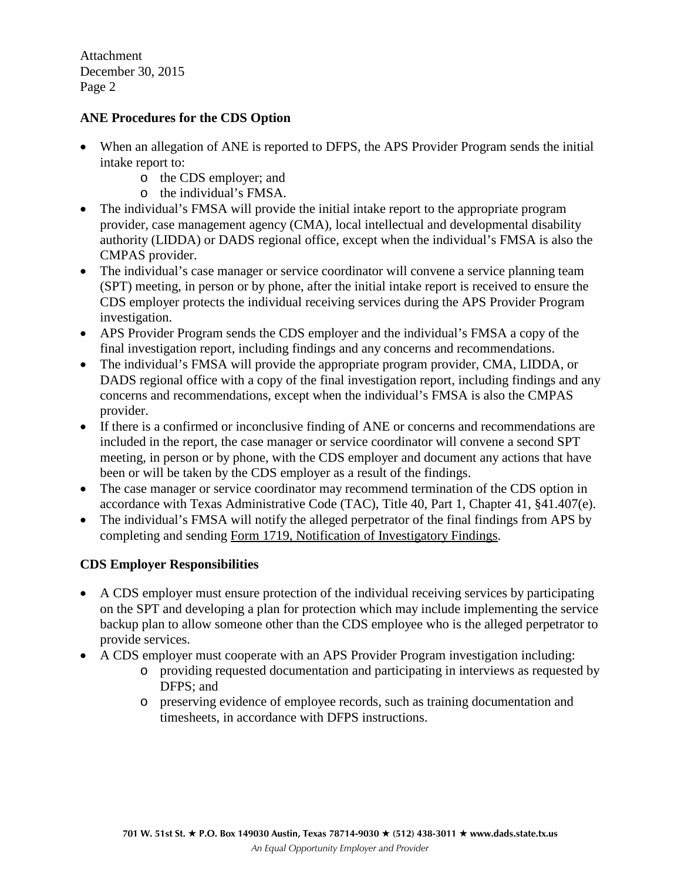Attachment
December 30, 2015
Page 2

**ANE Procedures for the CDS Option**

- When an allegation of ANE is reported to DFPS, the APS Provider Program sends the initial intake report to:
  - the CDS employer; and
  - the individual's FMSA.
- The individual's FMSA will provide the initial intake report to the appropriate program provider, case management agency (CMA), local intellectual and developmental disability authority (LIDDA) or DADS regional office, except when the individual's FMSA is also the CMPAS provider.
- The individual's case manager or service coordinator will convene a service planning team (SPT) meeting, in person or by phone, after the initial intake report is received to ensure the CDS employer protects the individual receiving services during the APS Provider Program investigation.
- APS Provider Program sends the CDS employer and the individual's FMSA a copy of the final investigation report, including findings and any concerns and recommendations.
- The individual's FMSA will provide the appropriate program provider, CMA, LIDDA, or DADS regional office with a copy of the final investigation report, including findings and any concerns and recommendations, except when the individual's FMSA is also the CMPAS provider.
- If there is a confirmed or inconclusive finding of ANE or concerns and recommendations are included in the report, the case manager or service coordinator will convene a second SPT meeting, in person or by phone, with the CDS employer and document any actions that have been or will be taken by the CDS employer as a result of the findings.
- The case manager or service coordinator may recommend termination of the CDS option in accordance with Texas Administrative Code (TAC), Title 40, Part 1, Chapter 41, §41.407(e).
- The individual's FMSA will notify the alleged perpetrator of the final findings from APS by completing and sending Form 1719, Notification of Investigatory Findings.

**CDS Employer Responsibilities**

- A CDS employer must ensure protection of the individual receiving services by participating on the SPT and developing a plan for protection which may include implementing the service backup plan to allow someone other than the CDS employee who is the alleged perpetrator to provide services.
- A CDS employer must cooperate with an APS Provider Program investigation including:
  - providing requested documentation and participating in interviews as requested by DFPS; and
  - preserving evidence of employee records, such as training documentation and timesheets, in accordance with DFPS instructions.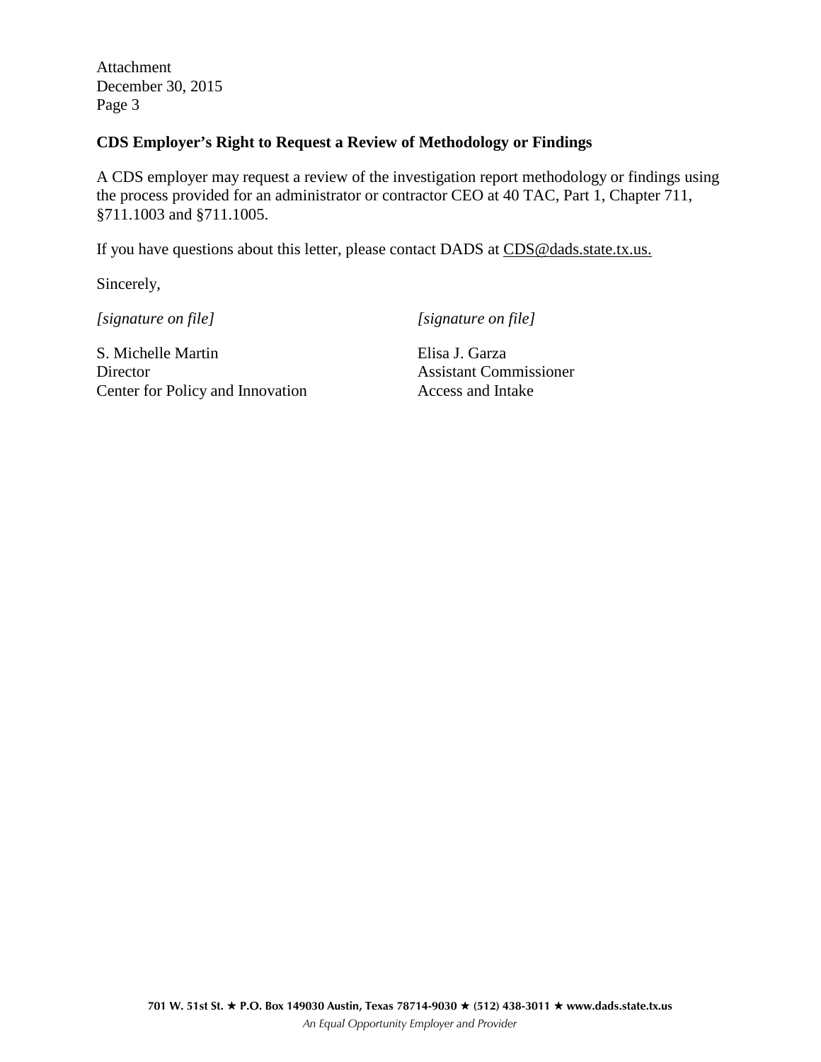Attachment
December 30, 2015
Page 3

**CDS Employer's Right to Request a Review of Methodology or Findings**

A CDS employer may request a review of the investigation report methodology or findings using the process provided for an administrator or contractor CEO at 40 TAC, Part 1, Chapter 711, §711.1003 and §711.1005.

If you have questions about this letter, please contact DADS at CDS@dads.state.tx.us.

Sincerely,

*[signature on file]*

S. Michelle Martin
Director
Center for Policy and Innovation

*[signature on file]*

Elisa J. Garza
Assistant Commissioner
Access and Intake

701 W. 51st St. ★ P.O. Box 149030 Austin, Texas 78714-9030 ★ (512) 438-3011 ★ www.dads.state.tx.us

*An Equal Opportunity Employer and Provider*